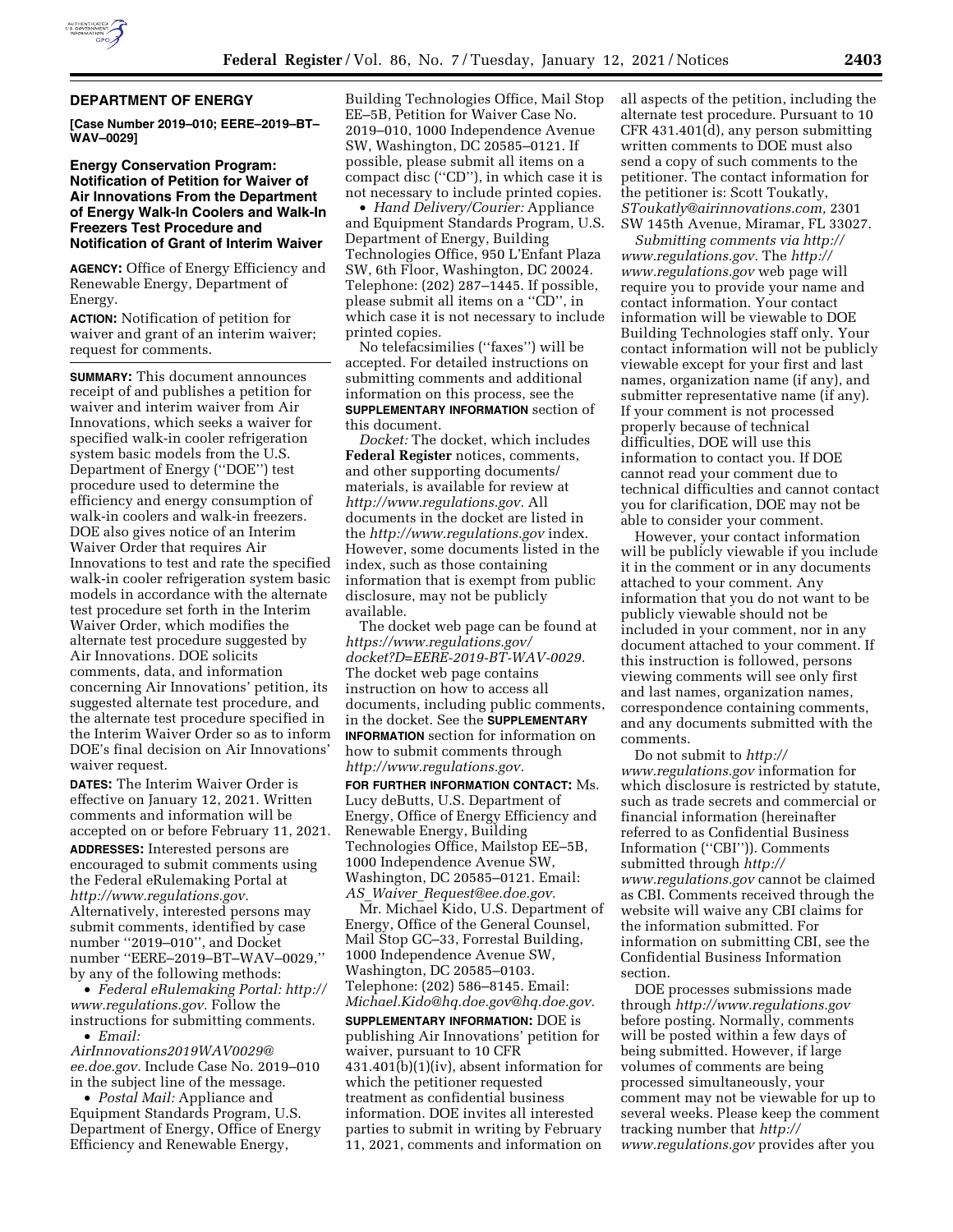## DEPARTMENT OF ENERGY

**[Case Number 2019–010; EERE–2019–BT–WAV–0029]**

### Energy Conservation Program: Notification of Petition for Waiver of Air Innovations From the Department of Energy Walk-In Coolers and Walk-In Freezers Test Procedure and Notification of Grant of Interim Waiver

**AGENCY:** Office of Energy Efficiency and Renewable Energy, Department of Energy.

**ACTION:** Notification of petition for waiver and grant of an interim waiver; request for comments.

**SUMMARY:** This document announces receipt of and publishes a petition for waiver and interim waiver from Air Innovations, which seeks a waiver for specified walk-in cooler refrigeration system basic models from the U.S. Department of Energy (''DOE'') test procedure used to determine the efficiency and energy consumption of walk-in coolers and walk-in freezers. DOE also gives notice of an Interim Waiver Order that requires Air Innovations to test and rate the specified walk-in cooler refrigeration system basic models in accordance with the alternate test procedure set forth in the Interim Waiver Order, which modifies the alternate test procedure suggested by Air Innovations. DOE solicits comments, data, and information concerning Air Innovations' petition, its suggested alternate test procedure, and the alternate test procedure specified in the Interim Waiver Order so as to inform DOE's final decision on Air Innovations' waiver request.

**DATES:** The Interim Waiver Order is effective on January 12, 2021. Written comments and information will be accepted on or before February 11, 2021.

**ADDRESSES:** Interested persons are encouraged to submit comments using the Federal eRulemaking Portal at *http://www.regulations.gov.* Alternatively, interested persons may submit comments, identified by case number ''2019–010'', and Docket number ''EERE–2019–BT–WAV–0029,'' by any of the following methods:

- *Federal eRulemaking Portal: http://www.regulations.gov.* Follow the instructions for submitting comments.
- *Email: AirInnovations2019WAV0029@ee.doe.gov.* Include Case No. 2019–010 in the subject line of the message.
- *Postal Mail:* Appliance and Equipment Standards Program, U.S. Department of Energy, Office of Energy Efficiency and Renewable Energy, Building Technologies Office, Mail Stop EE–5B, Petition for Waiver Case No. 2019–010, 1000 Independence Avenue SW, Washington, DC 20585–0121. If possible, please submit all items on a compact disc (''CD''), in which case it is not necessary to include printed copies.
- *Hand Delivery/Courier:* Appliance and Equipment Standards Program, U.S. Department of Energy, Building Technologies Office, 950 L'Enfant Plaza SW, 6th Floor, Washington, DC 20024. Telephone: (202) 287–1445. If possible, please submit all items on a ''CD'', in which case it is not necessary to include printed copies.

No telefacsimilies (''faxes'') will be accepted. For detailed instructions on submitting comments and additional information on this process, see the **SUPPLEMENTARY INFORMATION** section of this document.

*Docket:* The docket, which includes **Federal Register** notices, comments, and other supporting documents/materials, is available for review at *http://www.regulations.gov.* All documents in the docket are listed in the *http://www.regulations.gov* index. However, some documents listed in the index, such as those containing information that is exempt from public disclosure, may not be publicly available.

The docket web page can be found at *https://www.regulations.gov/docket?D=EERE-2019-BT-WAV-0029.* The docket web page contains instruction on how to access all documents, including public comments, in the docket. See the **SUPPLEMENTARY INFORMATION** section for information on how to submit comments through *http://www.regulations.gov.*

**FOR FURTHER INFORMATION CONTACT:** Ms. Lucy deButts, U.S. Department of Energy, Office of Energy Efficiency and Renewable Energy, Building Technologies Office, Mailstop EE–5B, 1000 Independence Avenue SW, Washington, DC 20585–0121. Email: *AS_Waiver_Request@ee.doe.gov.*

Mr. Michael Kido, U.S. Department of Energy, Office of the General Counsel, Mail Stop GC–33, Forrestal Building, 1000 Independence Avenue SW, Washington, DC 20585–0103. Telephone: (202) 586–8145. Email: *Michael.Kido@hq.doe.gov@hq.doe.gov.*

**SUPPLEMENTARY INFORMATION:** DOE is publishing Air Innovations' petition for waiver, pursuant to 10 CFR 431.401(b)(1)(iv), absent information for which the petitioner requested treatment as confidential business information. DOE invites all interested parties to submit in writing by February 11, 2021, comments and information on all aspects of the petition, including the alternate test procedure. Pursuant to 10 CFR 431.401(d), any person submitting written comments to DOE must also send a copy of such comments to the petitioner. The contact information for the petitioner is: Scott Toukatly, *SToukatly@airinnovations.com,* 2301 SW 145th Avenue, Miramar, FL 33027.

*Submitting comments via http://www.regulations.gov.* The *http://www.regulations.gov* web page will require you to provide your name and contact information. Your contact information will be viewable to DOE Building Technologies staff only. Your contact information will not be publicly viewable except for your first and last names, organization name (if any), and submitter representative name (if any). If your comment is not processed properly because of technical difficulties, DOE will use this information to contact you. If DOE cannot read your comment due to technical difficulties and cannot contact you for clarification, DOE may not be able to consider your comment.

However, your contact information will be publicly viewable if you include it in the comment or in any documents attached to your comment. Any information that you do not want to be publicly viewable should not be included in your comment, nor in any document attached to your comment. If this instruction is followed, persons viewing comments will see only first and last names, organization names, correspondence containing comments, and any documents submitted with the comments.

Do not submit to *http://www.regulations.gov* information for which disclosure is restricted by statute, such as trade secrets and commercial or financial information (hereinafter referred to as Confidential Business Information (''CBI'')). Comments submitted through *http://www.regulations.gov* cannot be claimed as CBI. Comments received through the website will waive any CBI claims for the information submitted. For information on submitting CBI, see the Confidential Business Information section.

DOE processes submissions made through *http://www.regulations.gov* before posting. Normally, comments will be posted within a few days of being submitted. However, if large volumes of comments are being processed simultaneously, your comment may not be viewable for up to several weeks. Please keep the comment tracking number that *http://www.regulations.gov* provides after you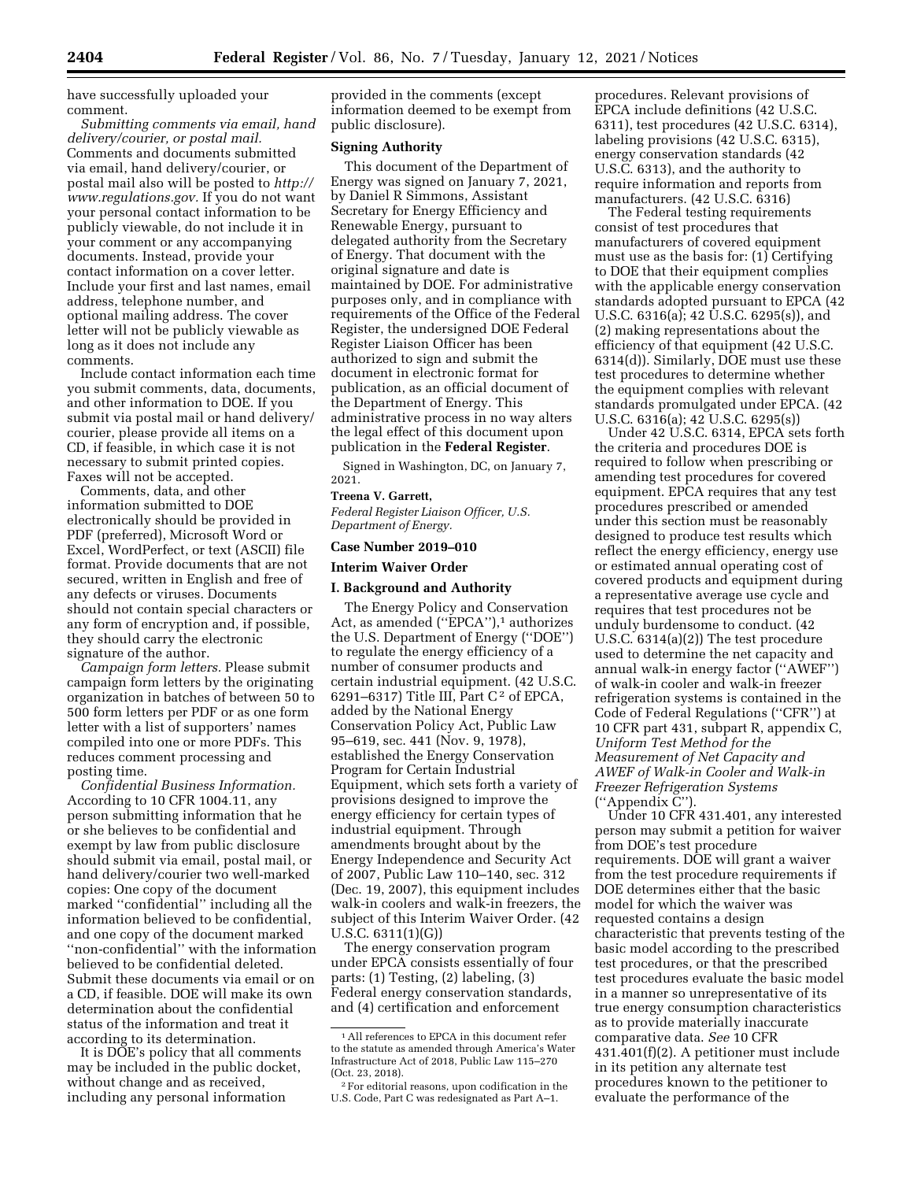have successfully uploaded your comment.

*Submitting comments via email, hand delivery/courier, or postal mail.* Comments and documents submitted via email, hand delivery/courier, or postal mail also will be posted to *http://www.regulations.gov.* If you do not want your personal contact information to be publicly viewable, do not include it in your comment or any accompanying documents. Instead, provide your contact information on a cover letter. Include your first and last names, email address, telephone number, and optional mailing address. The cover letter will not be publicly viewable as long as it does not include any comments.

Include contact information each time you submit comments, data, documents, and other information to DOE. If you submit via postal mail or hand delivery/courier, please provide all items on a CD, if feasible, in which case it is not necessary to submit printed copies. Faxes will not be accepted.

Comments, data, and other information submitted to DOE electronically should be provided in PDF (preferred), Microsoft Word or Excel, WordPerfect, or text (ASCII) file format. Provide documents that are not secured, written in English and free of any defects or viruses. Documents should not contain special characters or any form of encryption and, if possible, they should carry the electronic signature of the author.

*Campaign form letters.* Please submit campaign form letters by the originating organization in batches of between 50 to 500 form letters per PDF or as one form letter with a list of supporters' names compiled into one or more PDFs. This reduces comment processing and posting time.

*Confidential Business Information.* According to 10 CFR 1004.11, any person submitting information that he or she believes to be confidential and exempt by law from public disclosure should submit via email, postal mail, or hand delivery/courier two well-marked copies: One copy of the document marked "confidential" including all the information believed to be confidential, and one copy of the document marked "non-confidential" with the information believed to be confidential deleted. Submit these documents via email or on a CD, if feasible. DOE will make its own determination about the confidential status of the information and treat it according to its determination.

It is DOE's policy that all comments may be included in the public docket, without change and as received, including any personal information provided in the comments (except information deemed to be exempt from public disclosure).

**Signing Authority**

This document of the Department of Energy was signed on January 7, 2021, by Daniel R Simmons, Assistant Secretary for Energy Efficiency and Renewable Energy, pursuant to delegated authority from the Secretary of Energy. That document with the original signature and date is maintained by DOE. For administrative purposes only, and in compliance with requirements of the Office of the Federal Register, the undersigned DOE Federal Register Liaison Officer has been authorized to sign and submit the document in electronic format for publication, as an official document of the Department of Energy. This administrative process in no way alters the legal effect of this document upon publication in the **Federal Register**.

Signed in Washington, DC, on January 7, 2021.

**Treena V. Garrett,**

*Federal Register Liaison Officer, U.S. Department of Energy.*

**Case Number 2019–010**

**Interim Waiver Order**

**I. Background and Authority**

The Energy Policy and Conservation Act, as amended ("EPCA"),[1] authorizes the U.S. Department of Energy ("DOE") to regulate the energy efficiency of a number of consumer products and certain industrial equipment. (42 U.S.C. 6291–6317) Title III, Part C[2] of EPCA, added by the National Energy Conservation Policy Act, Public Law 95–619, sec. 441 (Nov. 9, 1978), established the Energy Conservation Program for Certain Industrial Equipment, which sets forth a variety of provisions designed to improve the energy efficiency for certain types of industrial equipment. Through amendments brought about by the Energy Independence and Security Act of 2007, Public Law 110–140, sec. 312 (Dec. 19, 2007), this equipment includes walk-in coolers and walk-in freezers, the subject of this Interim Waiver Order. (42 U.S.C. 6311(1)(G))

The energy conservation program under EPCA consists essentially of four parts: (1) Testing, (2) labeling, (3) Federal energy conservation standards, and (4) certification and enforcement procedures. Relevant provisions of EPCA include definitions (42 U.S.C. 6311), test procedures (42 U.S.C. 6314), labeling provisions (42 U.S.C. 6315), energy conservation standards (42 U.S.C. 6313), and the authority to require information and reports from manufacturers. (42 U.S.C. 6316)

The Federal testing requirements consist of test procedures that manufacturers of covered equipment must use as the basis for: (1) Certifying to DOE that their equipment complies with the applicable energy conservation standards adopted pursuant to EPCA (42 U.S.C. 6316(a); 42 U.S.C. 6295(s)), and (2) making representations about the efficiency of that equipment (42 U.S.C. 6314(d)). Similarly, DOE must use these test procedures to determine whether the equipment complies with relevant standards promulgated under EPCA. (42 U.S.C. 6316(a); 42 U.S.C. 6295(s))

Under 42 U.S.C. 6314, EPCA sets forth the criteria and procedures DOE is required to follow when prescribing or amending test procedures for covered equipment. EPCA requires that any test procedures prescribed or amended under this section must be reasonably designed to produce test results which reflect the energy efficiency, energy use or estimated annual operating cost of covered products and equipment during a representative average use cycle and requires that test procedures not be unduly burdensome to conduct. (42 U.S.C. 6314(a)(2)) The test procedure used to determine the net capacity and annual walk-in energy factor ("AWEF") of walk-in cooler and walk-in freezer refrigeration systems is contained in the Code of Federal Regulations ("CFR") at 10 CFR part 431, subpart R, appendix C, *Uniform Test Method for the Measurement of Net Capacity and AWEF of Walk-in Cooler and Walk-in Freezer Refrigeration Systems* ("Appendix C").

Under 10 CFR 431.401, any interested person may submit a petition for waiver from DOE's test procedure requirements. DOE will grant a waiver from the test procedure requirements if DOE determines either that the basic model for which the waiver was requested contains a design characteristic that prevents testing of the basic model according to the prescribed test procedures, or that the prescribed test procedures evaluate the basic model in a manner so unrepresentative of its true energy consumption characteristics as to provide materially inaccurate comparative data. *See* 10 CFR 431.401(f)(2). A petitioner must include in its petition any alternate test procedures known to the petitioner to evaluate the performance of the

---

[1] All references to EPCA in this document refer to the statute as amended through America's Water Infrastructure Act of 2018, Public Law 115–270 (Oct. 23, 2018).

[2] For editorial reasons, upon codification in the U.S. Code, Part C was redesignated as Part A–1.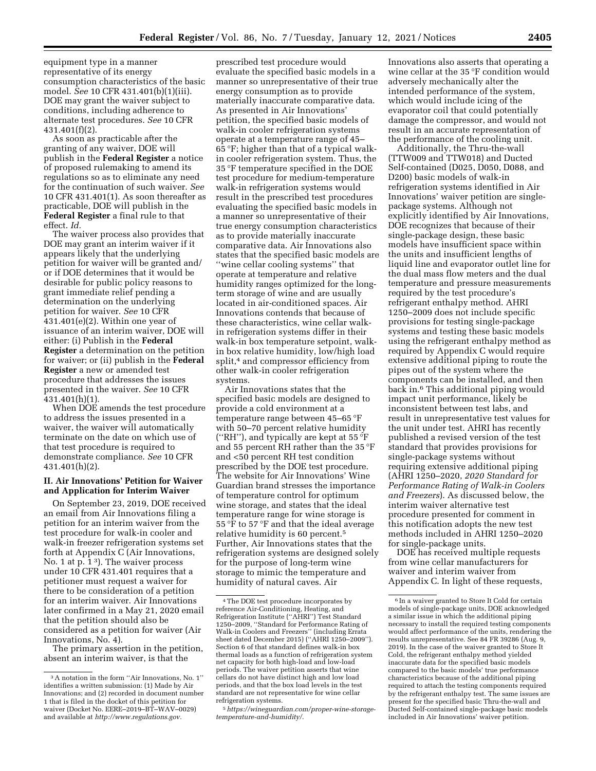equipment type in a manner representative of its energy consumption characteristics of the basic model. *See* 10 CFR 431.401(b)(1)(iii). DOE may grant the waiver subject to conditions, including adherence to alternate test procedures. *See* 10 CFR 431.401(f)(2).

As soon as practicable after the granting of any waiver, DOE will publish in the **Federal Register** a notice of proposed rulemaking to amend its regulations so as to eliminate any need for the continuation of such waiver. *See* 10 CFR 431.401(l). As soon thereafter as practicable, DOE will publish in the **Federal Register** a final rule to that effect. *Id.*

The waiver process also provides that DOE may grant an interim waiver if it appears likely that the underlying petition for waiver will be granted and/or if DOE determines that it would be desirable for public policy reasons to grant immediate relief pending a determination on the underlying petition for waiver. *See* 10 CFR 431.401(e)(2). Within one year of issuance of an interim waiver, DOE will either: (i) Publish in the **Federal Register** a determination on the petition for waiver; or (ii) publish in the **Federal Register** a new or amended test procedure that addresses the issues presented in the waiver. *See* 10 CFR 431.401(h)(1).

When DOE amends the test procedure to address the issues presented in a waiver, the waiver will automatically terminate on the date on which use of that test procedure is required to demonstrate compliance. *See* 10 CFR 431.401(h)(2).

## II. Air Innovations' Petition for Waiver and Application for Interim Waiver

On September 23, 2019, DOE received an email from Air Innovations filing a petition for an interim waiver from the test procedure for walk-in cooler and walk-in freezer refrigeration systems set forth at Appendix C (Air Innovations, No. 1 at p. 1[3]). The waiver process under 10 CFR 431.401 requires that a petitioner must request a waiver for there to be consideration of a petition for an interim waiver. Air Innovations later confirmed in a May 21, 2020 email that the petition should also be considered as a petition for waiver (Air Innovations, No. 4).

The primary assertion in the petition, absent an interim waiver, is that the prescribed test procedure would evaluate the specified basic models in a manner so unrepresentative of their true energy consumption as to provide materially inaccurate comparative data. As presented in Air Innovations' petition, the specified basic models of walk-in cooler refrigeration systems operate at a temperature range of 45–65 °F; higher than that of a typical walk-in cooler refrigeration system. Thus, the 35 °F temperature specified in the DOE test procedure for medium-temperature walk-in refrigeration systems would result in the prescribed test procedures evaluating the specified basic models in a manner so unrepresentative of their true energy consumption characteristics as to provide materially inaccurate comparative data. Air Innovations also states that the specified basic models are "wine cellar cooling systems" that operate at temperature and relative humidity ranges optimized for the long-term storage of wine and are usually located in air-conditioned spaces. Air Innovations contends that because of these characteristics, wine cellar walk-in refrigeration systems differ in their walk-in box temperature setpoint, walk-in box relative humidity, low/high load split,[4] and compressor efficiency from other walk-in cooler refrigeration systems.

Air Innovations states that the specified basic models are designed to provide a cold environment at a temperature range between 45–65 °F with 50–70 percent relative humidity ("RH"), and typically are kept at 55 °F and 55 percent RH rather than the 35 °F and <50 percent RH test condition prescribed by the DOE test procedure. The website for Air Innovations' Wine Guardian brand stresses the importance of temperature control for optimum wine storage, and states that the ideal temperature range for wine storage is 55 °F to 57 °F and that the ideal average relative humidity is 60 percent.[5] Further, Air Innovations states that the refrigeration systems are designed solely for the purpose of long-term wine storage to mimic the temperature and humidity of natural caves. Air Innovations also asserts that operating a wine cellar at the 35 °F condition would adversely mechanically alter the intended performance of the system, which would include icing of the evaporator coil that could potentially damage the compressor, and would not result in an accurate representation of the performance of the cooling unit.

Additionally, the Thru-the-wall (TTW009 and TTW018) and Ducted Self-contained (D025, D050, D088, and D200) basic models of walk-in refrigeration systems identified in Air Innovations' waiver petition are single-package systems. Although not explicitly identified by Air Innovations, DOE recognizes that because of their single-package design, these basic models have insufficient space within the units and insufficient lengths of liquid line and evaporator outlet line for the dual mass flow meters and the dual temperature and pressure measurements required by the test procedure's refrigerant enthalpy method. AHRI 1250–2009 does not include specific provisions for testing single-package systems and testing these basic models using the refrigerant enthalpy method as required by Appendix C would require extensive additional piping to route the pipes out of the system where the components can be installed, and then back in.[6] This additional piping would impact unit performance, likely be inconsistent between test labs, and result in unrepresentative test values for the unit under test. AHRI has recently published a revised version of the test standard that provides provisions for single-package systems without requiring extensive additional piping (AHRI 1250–2020, *2020 Standard for Performance Rating of Walk-in Coolers and Freezers*). As discussed below, the interim waiver alternative test procedure presented for comment in this notification adopts the new test methods included in AHRI 1250–2020 for single-package units.

DOE has received multiple requests from wine cellar manufacturers for waiver and interim waiver from Appendix C. In light of these requests,

---

[3] A notation in the form "Air Innovations, No. 1" identifies a written submission: (1) Made by Air Innovations; and (2) recorded in document number 1 that is filed in the docket of this petition for waiver (Docket No. EERE–2019–BT–WAV–0029) and available at *http://www.regulations.gov.*

[4] The DOE test procedure incorporates by reference Air-Conditioning, Heating, and Refrigeration Institute ("AHRI") Test Standard 1250–2009, "Standard for Performance Rating of Walk-in Coolers and Freezers" (including Errata sheet dated December 2015) ("AHRI 1250–2009"). Section 6 of that standard defines walk-in box thermal loads as a function of refrigeration system net capacity for both high-load and low-load periods. The waiver petition asserts that wine cellars do not have distinct high and low load periods, and that the box load levels in the test standard are not representative for wine cellar refrigeration systems.

[5] *https://wineguardian.com/proper-wine-storage-temperature-and-humidity/.*

[6] In a waiver granted to Store It Cold for certain models of single-package units, DOE acknowledged a similar issue in which the additional piping necessary to install the required testing components would affect performance of the units, rendering the results unrepresentative. See 84 FR 39286 (Aug. 9, 2019). In the case of the waiver granted to Store It Cold, the refrigerant enthalpy method yielded inaccurate data for the specified basic models compared to the basic models' true performance characteristics because of the additional piping required to attach the testing components required by the refrigerant enthalpy test. The same issues are present for the specified basic Thru-the-wall and Ducted Self-contained single-package basic models included in Air Innovations' waiver petition.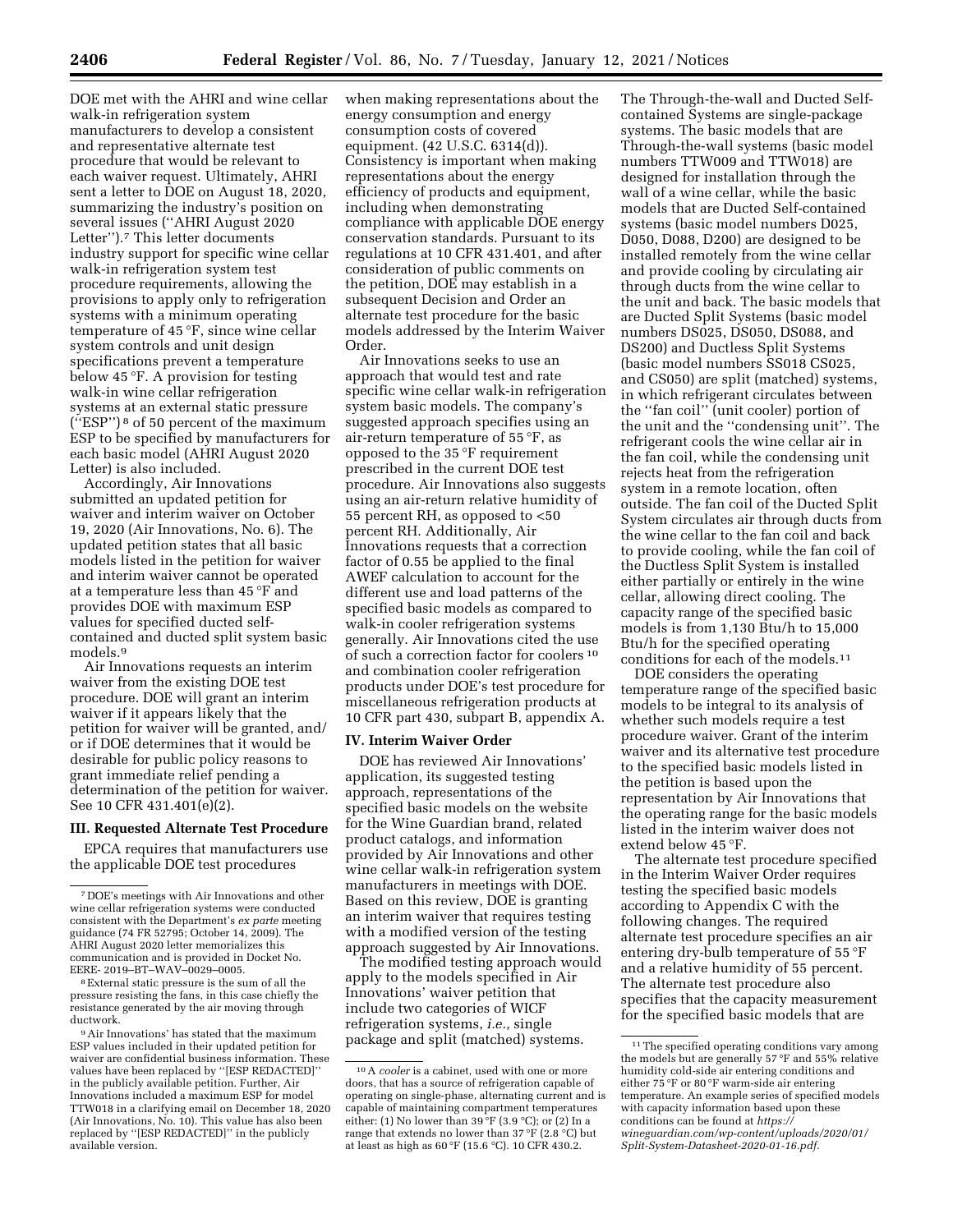DOE met with the AHRI and wine cellar walk-in refrigeration system manufacturers to develop a consistent and representative alternate test procedure that would be relevant to each waiver request. Ultimately, AHRI sent a letter to DOE on August 18, 2020, summarizing the industry's position on several issues (''AHRI August 2020 Letter'').[7] This letter documents industry support for specific wine cellar walk-in refrigeration system test procedure requirements, allowing the provisions to apply only to refrigeration systems with a minimum operating temperature of 45 °F, since wine cellar system controls and unit design specifications prevent a temperature below 45 °F. A provision for testing walk-in wine cellar refrigeration systems at an external static pressure (''ESP'')[8] of 50 percent of the maximum ESP to be specified by manufacturers for each basic model (AHRI August 2020 Letter) is also included.

Accordingly, Air Innovations submitted an updated petition for waiver and interim waiver on October 19, 2020 (Air Innovations, No. 6). The updated petition states that all basic models listed in the petition for waiver and interim waiver cannot be operated at a temperature less than 45 °F and provides DOE with maximum ESP values for specified ducted self-contained and ducted split system basic models.[9]

Air Innovations requests an interim waiver from the existing DOE test procedure. DOE will grant an interim waiver if it appears likely that the petition for waiver will be granted, and/or if DOE determines that it would be desirable for public policy reasons to grant immediate relief pending a determination of the petition for waiver. See 10 CFR 431.401(e)(2).

### III. Requested Alternate Test Procedure

EPCA requires that manufacturers use the applicable DOE test procedures when making representations about the energy consumption and energy consumption costs of covered equipment. (42 U.S.C. 6314(d)). Consistency is important when making representations about the energy efficiency of products and equipment, including when demonstrating compliance with applicable DOE energy conservation standards. Pursuant to its regulations at 10 CFR 431.401, and after consideration of public comments on the petition, DOE may establish in a subsequent Decision and Order an alternate test procedure for the basic models addressed by the Interim Waiver Order.

Air Innovations seeks to use an approach that would test and rate specific wine cellar walk-in refrigeration system basic models. The company's suggested approach specifies using an air-return temperature of 55 °F, as opposed to the 35 °F requirement prescribed in the current DOE test procedure. Air Innovations also suggests using an air-return relative humidity of 55 percent RH, as opposed to <50 percent RH. Additionally, Air Innovations requests that a correction factor of 0.55 be applied to the final AWEF calculation to account for the different use and load patterns of the specified basic models as compared to walk-in cooler refrigeration systems generally. Air Innovations cited the use of such a correction factor for coolers[10] and combination cooler refrigeration products under DOE's test procedure for miscellaneous refrigeration products at 10 CFR part 430, subpart B, appendix A.

### IV. Interim Waiver Order

DOE has reviewed Air Innovations' application, its suggested testing approach, representations of the specified basic models on the website for the Wine Guardian brand, related product catalogs, and information provided by Air Innovations and other wine cellar walk-in refrigeration system manufacturers in meetings with DOE. Based on this review, DOE is granting an interim waiver that requires testing with a modified version of the testing approach suggested by Air Innovations.

The modified testing approach would apply to the models specified in Air Innovations' waiver petition that include two categories of WICF refrigeration systems, *i.e.,* single package and split (matched) systems. The Through-the-wall and Ducted Self-contained Systems are single-package systems. The basic models that are Through-the-wall systems (basic model numbers TTW009 and TTW018) are designed for installation through the wall of a wine cellar, while the basic models that are Ducted Self-contained systems (basic model numbers D025, D050, D088, D200) are designed to be installed remotely from the wine cellar and provide cooling by circulating air through ducts from the wine cellar to the unit and back. The basic models that are Ducted Split Systems (basic model numbers DS025, DS050, DS088, and DS200) and Ductless Split Systems (basic model numbers SS018 CS025, and CS050) are split (matched) systems, in which refrigerant circulates between the ''fan coil'' (unit cooler) portion of the unit and the ''condensing unit''. The refrigerant cools the wine cellar air in the fan coil, while the condensing unit rejects heat from the refrigeration system in a remote location, often outside. The fan coil of the Ducted Split System circulates air through ducts from the wine cellar to the fan coil and back to provide cooling, while the fan coil of the Ductless Split System is installed either partially or entirely in the wine cellar, allowing direct cooling. The capacity range of the specified basic models is from 1,130 Btu/h to 15,000 Btu/h for the specified operating conditions for each of the models.[11]

DOE considers the operating temperature range of the specified basic models to be integral to its analysis of whether such models require a test procedure waiver. Grant of the interim waiver and its alternative test procedure to the specified basic models listed in the petition is based upon the representation by Air Innovations that the operating range for the basic models listed in the interim waiver does not extend below 45 °F.

The alternate test procedure specified in the Interim Waiver Order requires testing the specified basic models according to Appendix C with the following changes. The required alternate test procedure specifies an air entering dry-bulb temperature of 55 °F and a relative humidity of 55 percent. The alternate test procedure also specifies that the capacity measurement for the specified basic models that are

---

[7] DOE's meetings with Air Innovations and other wine cellar refrigeration systems were conducted consistent with the Department's *ex parte* meeting guidance (74 FR 52795; October 14, 2009). The AHRI August 2020 letter memorializes this communication and is provided in Docket No. EERE- 2019–BT–WAV–0029–0005.

[8] External static pressure is the sum of all the pressure resisting the fans, in this case chiefly the resistance generated by the air moving through ductwork.

[9] Air Innovations' has stated that the maximum ESP values included in their updated petition for waiver are confidential business information. These values have been replaced by ''[ESP REDACTED]'' in the publicly available petition. Further, Air Innovations included a maximum ESP for model TTW018 in a clarifying email on December 18, 2020 (Air Innovations, No. 10). This value has also been replaced by ''[ESP REDACTED]'' in the publicly available version.

[10] A *cooler* is a cabinet, used with one or more doors, that has a source of refrigeration capable of operating on single-phase, alternating current and is capable of maintaining compartment temperatures either: (1) No lower than 39 °F (3.9 °C); or (2) In a range that extends no lower than 37 °F (2.8 °C) but at least as high as 60 °F (15.6 °C). 10 CFR 430.2.

[11] The specified operating conditions vary among the models but are generally 57 °F and 55% relative humidity cold-side air entering conditions and either 75 °F or 80 °F warm-side air entering temperature. An example series of specified models with capacity information based upon these conditions can be found at *https://wineguardian.com/wp-content/uploads/2020/01/Split-System-Datasheet-2020-01-16.pdf.*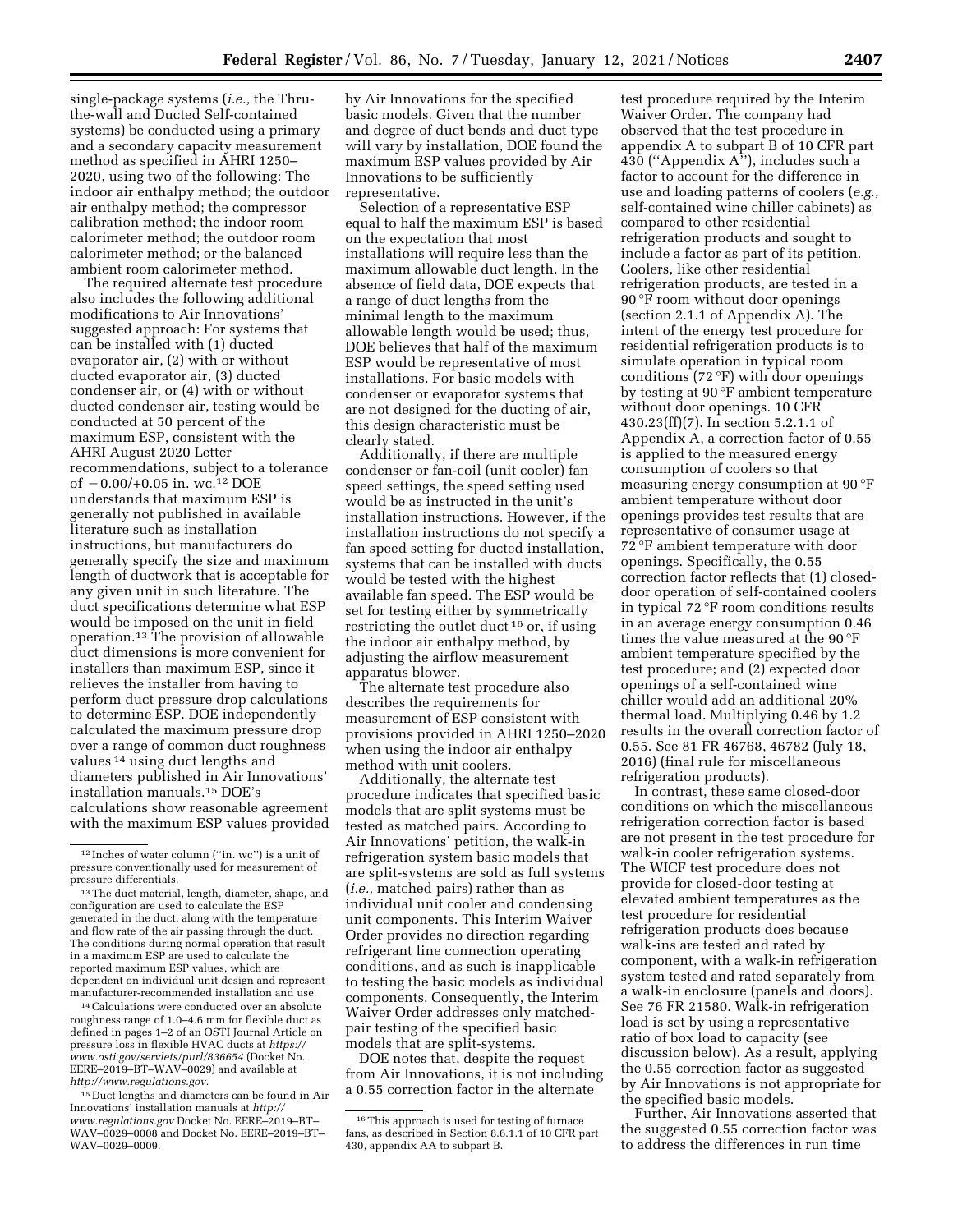single-package systems (*i.e.,* the Thru-the-wall and Ducted Self-contained systems) be conducted using a primary and a secondary capacity measurement method as specified in AHRI 1250–2020, using two of the following: The indoor air enthalpy method; the outdoor air enthalpy method; the compressor calibration method; the indoor room calorimeter method; the outdoor room calorimeter method; or the balanced ambient room calorimeter method.

The required alternate test procedure also includes the following additional modifications to Air Innovations' suggested approach: For systems that can be installed with (1) ducted evaporator air, (2) with or without ducted evaporator air, (3) ducted condenser air, or (4) with or without ducted condenser air, testing would be conducted at 50 percent of the maximum ESP, consistent with the AHRI August 2020 Letter recommendations, subject to a tolerance of −0.00/+0.05 in. wc.[12] DOE understands that maximum ESP is generally not published in available literature such as installation instructions, but manufacturers do generally specify the size and maximum length of ductwork that is acceptable for any given unit in such literature. The duct specifications determine what ESP would be imposed on the unit in field operation.[13] The provision of allowable duct dimensions is more convenient for installers than maximum ESP, since it relieves the installer from having to perform duct pressure drop calculations to determine ESP. DOE independently calculated the maximum pressure drop over a range of common duct roughness values[14] using duct lengths and diameters published in Air Innovations' installation manuals.[15] DOE's calculations show reasonable agreement with the maximum ESP values provided by Air Innovations for the specified basic models. Given that the number and degree of duct bends and duct type will vary by installation, DOE found the maximum ESP values provided by Air Innovations to be sufficiently representative.

Selection of a representative ESP equal to half the maximum ESP is based on the expectation that most installations will require less than the maximum allowable duct length. In the absence of field data, DOE expects that a range of duct lengths from the minimal length to the maximum allowable length would be used; thus, DOE believes that half of the maximum ESP would be representative of most installations. For basic models with condenser or evaporator systems that are not designed for the ducting of air, this design characteristic must be clearly stated.

Additionally, if there are multiple condenser or fan-coil (unit cooler) fan speed settings, the speed setting used would be as instructed in the unit's installation instructions. However, if the installation instructions do not specify a fan speed setting for ducted installation, systems that can be installed with ducts would be tested with the highest available fan speed. The ESP would be set for testing either by symmetrically restricting the outlet duct[16] or, if using the indoor air enthalpy method, by adjusting the airflow measurement apparatus blower.

The alternate test procedure also describes the requirements for measurement of ESP consistent with provisions provided in AHRI 1250–2020 when using the indoor air enthalpy method with unit coolers.

Additionally, the alternate test procedure indicates that specified basic models that are split systems must be tested as matched pairs. According to Air Innovations' petition, the walk-in refrigeration system basic models that are split-systems are sold as full systems (*i.e.,* matched pairs) rather than as individual unit cooler and condensing unit components. This Interim Waiver Order provides no direction regarding refrigerant line connection operating conditions, and as such is inapplicable to testing the basic models as individual components. Consequently, the Interim Waiver Order addresses only matched-pair testing of the specified basic models that are split-systems.

DOE notes that, despite the request from Air Innovations, it is not including a 0.55 correction factor in the alternate test procedure required by the Interim Waiver Order. The company had observed that the test procedure in appendix A to subpart B of 10 CFR part 430 ("Appendix A"), includes such a factor to account for the difference in use and loading patterns of coolers (*e.g.,* self-contained wine chiller cabinets) as compared to other residential refrigeration products and sought to include a factor as part of its petition. Coolers, like other residential refrigeration products, are tested in a 90 °F room without door openings (section 2.1.1 of Appendix A). The intent of the energy test procedure for residential refrigeration products is to simulate operation in typical room conditions (72 °F) with door openings by testing at 90 °F ambient temperature without door openings. 10 CFR 430.23(ff)(7). In section 5.2.1.1 of Appendix A, a correction factor of 0.55 is applied to the measured energy consumption of coolers so that measuring energy consumption at 90 °F ambient temperature without door openings provides test results that are representative of consumer usage at 72 °F ambient temperature with door openings. Specifically, the 0.55 correction factor reflects that (1) closed-door operation of self-contained coolers in typical 72 °F room conditions results in an average energy consumption 0.46 times the value measured at the 90 °F ambient temperature specified by the test procedure; and (2) expected door openings of a self-contained wine chiller would add an additional 20% thermal load. Multiplying 0.46 by 1.2 results in the overall correction factor of 0.55. See 81 FR 46768, 46782 (July 18, 2016) (final rule for miscellaneous refrigeration products).

In contrast, these same closed-door conditions on which the miscellaneous refrigeration correction factor is based are not present in the test procedure for walk-in cooler refrigeration systems. The WICF test procedure does not provide for closed-door testing at elevated ambient temperatures as the test procedure for residential refrigeration products does because walk-ins are tested and rated by component, with a walk-in refrigeration system tested and rated separately from a walk-in enclosure (panels and doors). See 76 FR 21580. Walk-in refrigeration load is set by using a representative ratio of box load to capacity (see discussion below). As a result, applying the 0.55 correction factor as suggested by Air Innovations is not appropriate for the specified basic models.

Further, Air Innovations asserted that the suggested 0.55 correction factor was to address the differences in run time

---

[12] Inches of water column ("in. wc") is a unit of pressure conventionally used for measurement of pressure differentials.

[13] The duct material, length, diameter, shape, and configuration are used to calculate the ESP generated in the duct, along with the temperature and flow rate of the air passing through the duct. The conditions during normal operation that result in a maximum ESP are used to calculate the reported maximum ESP values, which are dependent on individual unit design and represent manufacturer-recommended installation and use.

[14] Calculations were conducted over an absolute roughness range of 1.0–4.6 mm for flexible duct as defined in pages 1–2 of an OSTI Journal Article on pressure loss in flexible HVAC ducts at *https://www.osti.gov/servlets/purl/836654* (Docket No. EERE–2019–BT–WAV–0029) and available at *http://www.regulations.gov.*

[15] Duct lengths and diameters can be found in Air Innovations' installation manuals at *http://www.regulations.gov* Docket No. EERE–2019–BT–WAV–0008 and Docket No. EERE–2019–BT–WAV–0009.

[16] This approach is used for testing of furnace fans, as described in Section 8.6.1.1 of 10 CFR part 430, appendix AA to subpart B.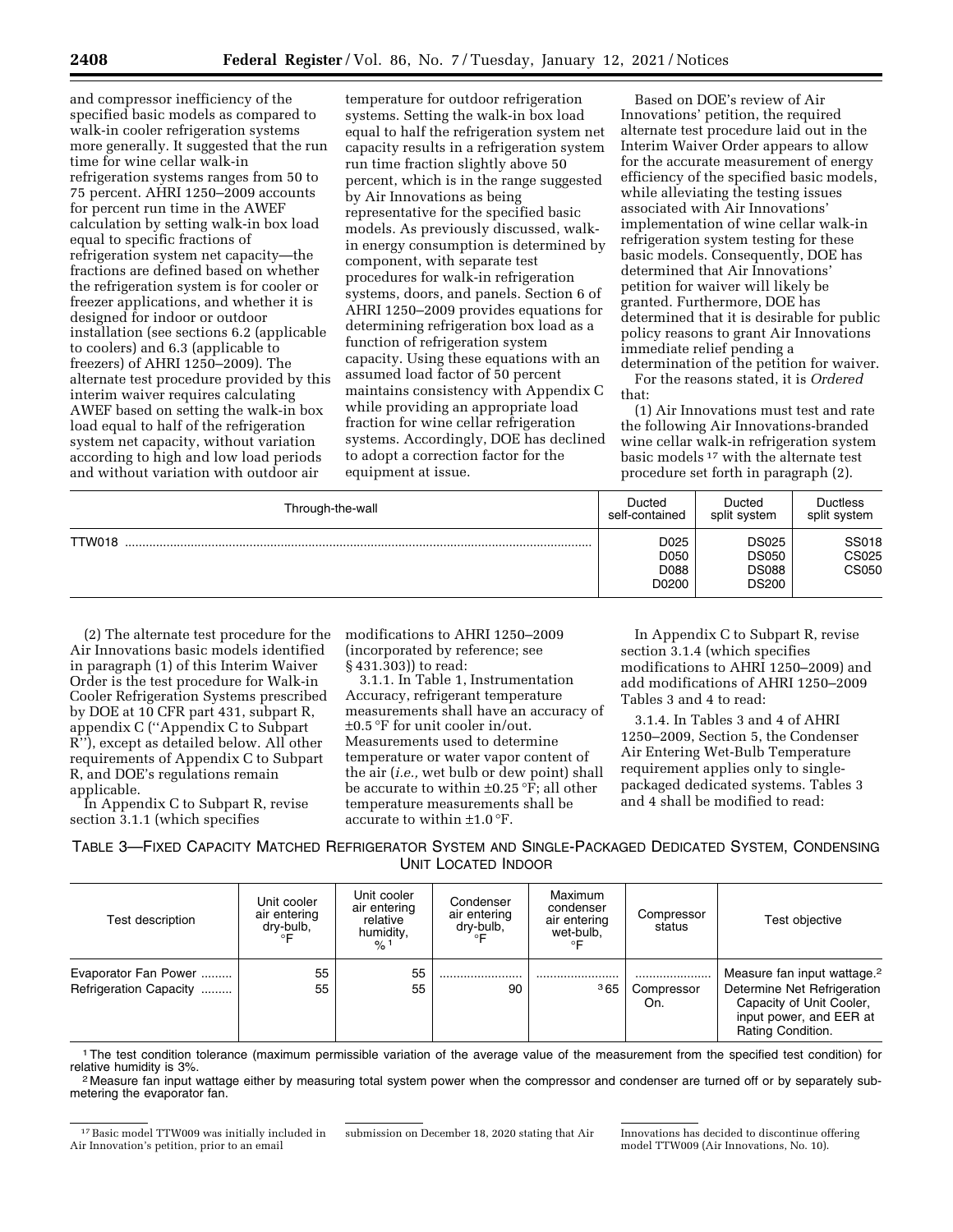and compressor inefficiency of the specified basic models as compared to walk-in cooler refrigeration systems more generally. It suggested that the run time for wine cellar walk-in refrigeration systems ranges from 50 to 75 percent. AHRI 1250–2009 accounts for percent run time in the AWEF calculation by setting walk-in box load equal to specific fractions of refrigeration system net capacity—the fractions are defined based on whether the refrigeration system is for cooler or freezer applications, and whether it is designed for indoor or outdoor installation (see sections 6.2 (applicable to coolers) and 6.3 (applicable to freezers) of AHRI 1250–2009). The alternate test procedure provided by this interim waiver requires calculating AWEF based on setting the walk-in box load equal to half of the refrigeration system net capacity, without variation according to high and low load periods and without variation with outdoor air temperature for outdoor refrigeration systems. Setting the walk-in box load equal to half the refrigeration system net capacity results in a refrigeration system run time fraction slightly above 50 percent, which is in the range suggested by Air Innovations as being representative for the specified basic models. As previously discussed, walk-in energy consumption is determined by component, with separate test procedures for walk-in refrigeration systems, doors, and panels. Section 6 of AHRI 1250–2009 provides equations for determining refrigeration box load as a function of refrigeration system capacity. Using these equations with an assumed load factor of 50 percent maintains consistency with Appendix C while providing an appropriate load fraction for wine cellar refrigeration systems. Accordingly, DOE has declined to adopt a correction factor for the equipment at issue.

Based on DOE's review of Air Innovations' petition, the required alternate test procedure laid out in the Interim Waiver Order appears to allow for the accurate measurement of energy efficiency of the specified basic models, while alleviating the testing issues associated with Air Innovations' implementation of wine cellar walk-in refrigeration system testing for these basic models. Consequently, DOE has determined that Air Innovations' petition for waiver will likely be granted. Furthermore, DOE has determined that it is desirable for public policy reasons to grant Air Innovations immediate relief pending a determination of the petition for waiver.

For the reasons stated, it is *Ordered* that:

(1) Air Innovations must test and rate the following Air Innovations-branded wine cellar walk-in refrigeration system basic models [17] with the alternate test procedure set forth in paragraph (2).

| Through-the-wall | Ducted self-contained | Ducted split system | Ductless split system |
|---|---|---|---|
| TTW018 | D025<br>D050<br>D088<br>D0200 | DS025<br>DS050<br>DS088<br>DS200 | SS018<br>CS025<br>CS050 |

(2) The alternate test procedure for the Air Innovations basic models identified in paragraph (1) of this Interim Waiver Order is the test procedure for Walk-in Cooler Refrigeration Systems prescribed by DOE at 10 CFR part 431, subpart R, appendix C ("Appendix C to Subpart R"), except as detailed below. All other requirements of Appendix C to Subpart R, and DOE's regulations remain applicable.

In Appendix C to Subpart R, revise section 3.1.1 (which specifies modifications to AHRI 1250–2009 (incorporated by reference; see § 431.303)) to read:

3.1.1. In Table 1, Instrumentation Accuracy, refrigerant temperature measurements shall have an accuracy of ±0.5 °F for unit cooler in/out. Measurements used to determine temperature or water vapor content of the air (*i.e.,* wet bulb or dew point) shall be accurate to within ±0.25 °F; all other temperature measurements shall be accurate to within ±1.0 °F.

In Appendix C to Subpart R, revise section 3.1.4 (which specifies modifications to AHRI 1250–2009) and add modifications of AHRI 1250–2009 Tables 3 and 4 to read:

3.1.4. In Tables 3 and 4 of AHRI 1250–2009, Section 5, the Condenser Air Entering Wet-Bulb Temperature requirement applies only to single-packaged dedicated systems. Tables 3 and 4 shall be modified to read:

TABLE 3—FIXED CAPACITY MATCHED REFRIGERATOR SYSTEM AND SINGLE-PACKAGED DEDICATED SYSTEM, CONDENSING UNIT LOCATED INDOOR

| Test description | Unit cooler air entering dry-bulb, °F | Unit cooler air entering relative humidity, % [1] | Condenser air entering dry-bulb, °F | Maximum condenser air entering wet-bulb, °F | Compressor status | Test objective |
|---|---|---|---|---|---|---|
| Evaporator Fan Power | 55 | 55 | | | | Measure fan input wattage.[2] |
| Refrigeration Capacity | 55 | 55 | 90 | [3] 65 | Compressor On. | Determine Net Refrigeration Capacity of Unit Cooler, input power, and EER at Rating Condition. |

[1] The test condition tolerance (maximum permissible variation of the average value of the measurement from the specified test condition) for relative humidity is 3%.

[2] Measure fan input wattage either by measuring total system power when the compressor and condenser are turned off or by separately sub-metering the evaporator fan.

[17] Basic model TTW009 was initially included in Air Innovation's petition, prior to an email submission on December 18, 2020 stating that Air Innovations has decided to discontinue offering model TTW009 (Air Innovations, No. 10).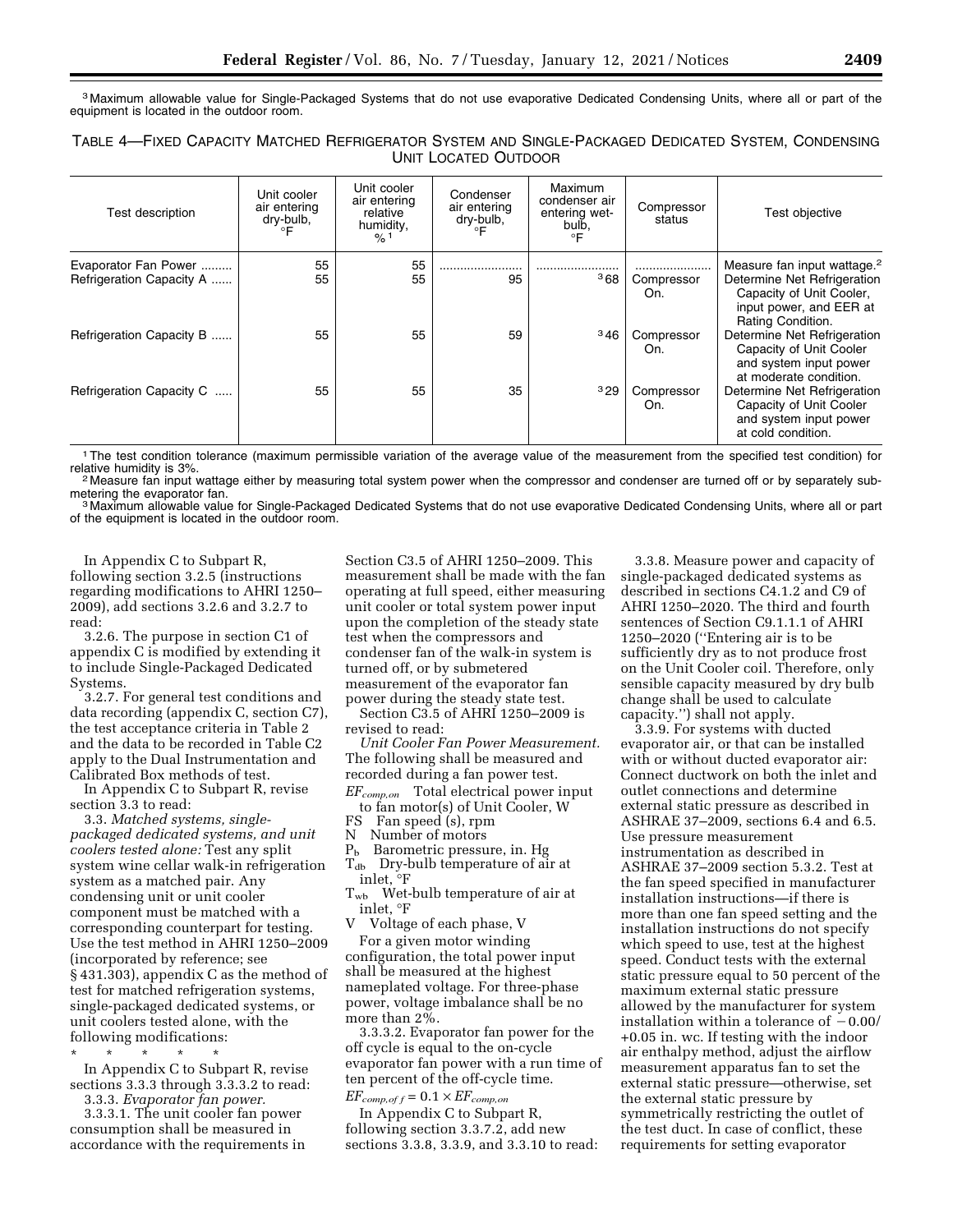[3] Maximum allowable value for Single-Packaged Systems that do not use evaporative Dedicated Condensing Units, where all or part of the equipment is located in the outdoor room.

TABLE 4—FIXED CAPACITY MATCHED REFRIGERATOR SYSTEM AND SINGLE-PACKAGED DEDICATED SYSTEM, CONDENSING UNIT LOCATED OUTDOOR

| Test description | Unit cooler air entering dry-bulb, °F | Unit cooler air entering relative humidity, %[1] | Condenser air entering dry-bulb, °F | Maximum condenser air entering wet-bulb, °F | Compressor status | Test objective |
|---|---|---|---|---|---|---|
| Evaporator Fan Power | 55 | 55 | | | | Measure fan input wattage.[2] |
| Refrigeration Capacity A | 55 | 55 | 95 | [3] 68 | Compressor On. | Determine Net Refrigeration Capacity of Unit Cooler, input power, and EER at Rating Condition. |
| Refrigeration Capacity B | 55 | 55 | 59 | [3] 46 | Compressor On. | Determine Net Refrigeration Capacity of Unit Cooler and system input power at moderate condition. |
| Refrigeration Capacity C | 55 | 55 | 35 | [3] 29 | Compressor On. | Determine Net Refrigeration Capacity of Unit Cooler and system input power at cold condition. |

[1] The test condition tolerance (maximum permissible variation of the average value of the measurement from the specified test condition) for relative humidity is 3%.

[2] Measure fan input wattage either by measuring total system power when the compressor and condenser are turned off or by separately submetering the evaporator fan.

[3] Maximum allowable value for Single-Packaged Dedicated Systems that do not use evaporative Dedicated Condensing Units, where all or part of the equipment is located in the outdoor room.

In Appendix C to Subpart R, following section 3.2.5 (instructions regarding modifications to AHRI 1250–2009), add sections 3.2.6 and 3.2.7 to read:

3.2.6. The purpose in section C1 of appendix C is modified by extending it to include Single-Packaged Dedicated Systems.

3.2.7. For general test conditions and data recording (appendix C, section C7), the test acceptance criteria in Table 2 and the data to be recorded in Table C2 apply to the Dual Instrumentation and Calibrated Box methods of test.

In Appendix C to Subpart R, revise section 3.3 to read:

3.3. *Matched systems, single-packaged dedicated systems, and unit coolers tested alone:* Test any split system wine cellar walk-in refrigeration system as a matched pair. Any condensing unit or unit cooler component must be matched with a corresponding counterpart for testing. Use the test method in AHRI 1250–2009 (incorporated by reference; see § 431.303), appendix C as the method of test for matched refrigeration systems, single-packaged dedicated systems, or unit coolers tested alone, with the following modifications:

\* \* \* \* \*

In Appendix C to Subpart R, revise sections 3.3.3 through 3.3.3.2 to read:

3.3.3. *Evaporator fan power.*

3.3.3.1. The unit cooler fan power consumption shall be measured in accordance with the requirements in Section C3.5 of AHRI 1250–2009. This measurement shall be made with the fan operating at full speed, either measuring unit cooler or total system power input upon the completion of the steady state test when the compressors and condenser fan of the walk-in system is turned off, or by submetered measurement of the evaporator fan power during the steady state test.

Section C3.5 of AHRI 1250–2009 is revised to read:

*Unit Cooler Fan Power Measurement.* The following shall be measured and recorded during a fan power test.

$EF_{comp,on}$ Total electrical power input to fan motor(s) of Unit Cooler, W

FS Fan speed (s), rpm

N Number of motors

$P_b$ Barometric pressure, in. Hg

$T_{db}$ Dry-bulb temperature of air at inlet, °F

$T_{wb}$ Wet-bulb temperature of air at inlet, °F

V Voltage of each phase, V

For a given motor winding configuration, the total power input shall be measured at the highest nameplated voltage. For three-phase power, voltage imbalance shall be no more than 2%.

3.3.3.2. Evaporator fan power for the off cycle is equal to the on-cycle evaporator fan power with a run time of ten percent of the off-cycle time.

$$EF_{comp,off} = 0.1 \times EF_{comp,on}$$

In Appendix C to Subpart R, following section 3.3.7.2, add new sections 3.3.8, 3.3.9, and 3.3.10 to read:

3.3.8. Measure power and capacity of single-packaged dedicated systems as described in sections C4.1.2 and C9 of AHRI 1250–2020. The third and fourth sentences of Section C9.1.1.1 of AHRI 1250–2020 (''Entering air is to be sufficiently dry as to not produce frost on the Unit Cooler coil. Therefore, only sensible capacity measured by dry bulb change shall be used to calculate capacity.'') shall not apply.

3.3.9. For systems with ducted evaporator air, or that can be installed with or without ducted evaporator air: Connect ductwork on both the inlet and outlet connections and determine external static pressure as described in ASHRAE 37–2009, sections 6.4 and 6.5. Use pressure measurement instrumentation as described in ASHRAE 37–2009 section 5.3.2. Test at the fan speed specified in manufacturer installation instructions—if there is more than one fan speed setting and the installation instructions do not specify which speed to use, test at the highest speed. Conduct tests with the external static pressure equal to 50 percent of the maximum external static pressure allowed by the manufacturer for system installation within a tolerance of −0.00/+0.05 in. wc. If testing with the indoor air enthalpy method, adjust the airflow measurement apparatus fan to set the external static pressure—otherwise, set the external static pressure by symmetrically restricting the outlet of the test duct. In case of conflict, these requirements for setting evaporator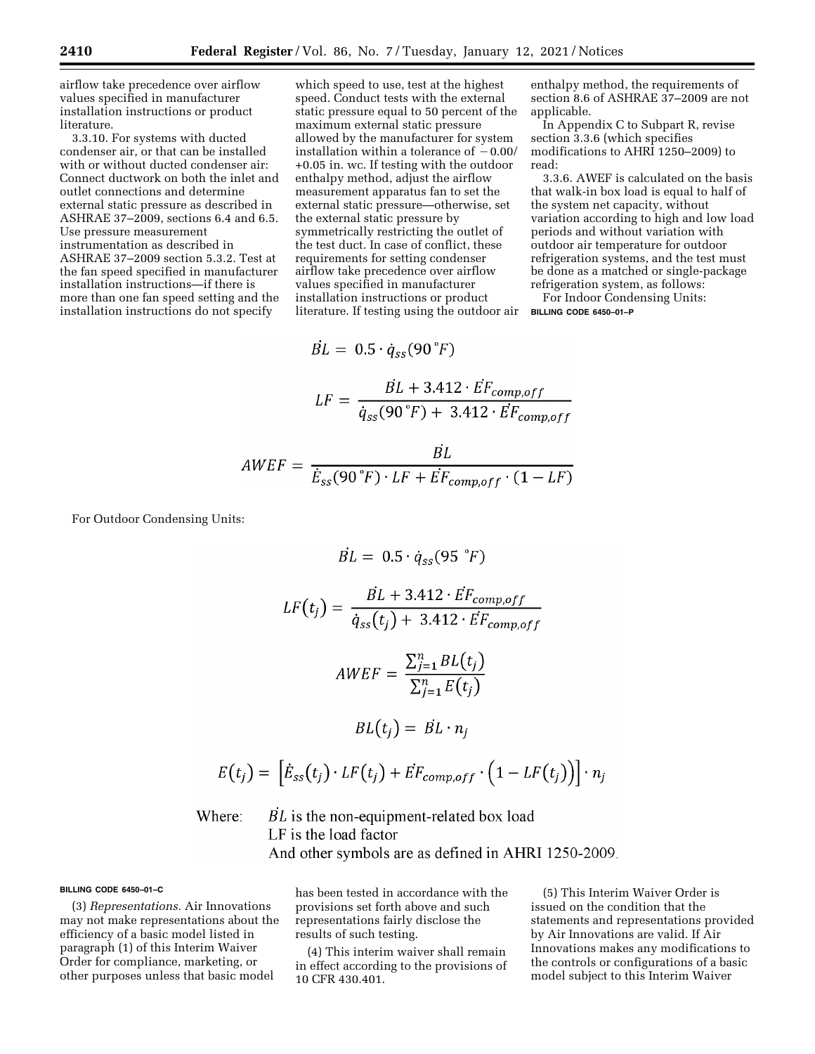airflow take precedence over airflow values specified in manufacturer installation instructions or product literature.

3.3.10. For systems with ducted condenser air, or that can be installed with or without ducted condenser air: Connect ductwork on both the inlet and outlet connections and determine external static pressure as described in ASHRAE 37–2009, sections 6.4 and 6.5. Use pressure measurement instrumentation as described in ASHRAE 37–2009 section 5.3.2. Test at the fan speed specified in manufacturer installation instructions—if there is more than one fan speed setting and the installation instructions do not specify which speed to use, test at the highest speed. Conduct tests with the external static pressure equal to 50 percent of the maximum external static pressure allowed by the manufacturer for system installation within a tolerance of −0.00/+0.05 in. wc. If testing with the outdoor enthalpy method, adjust the airflow measurement apparatus fan to set the external static pressure—otherwise, set the external static pressure by symmetrically restricting the outlet of the test duct. In case of conflict, these requirements for setting condenser airflow take precedence over airflow values specified in manufacturer installation instructions or product literature. If testing using the outdoor air enthalpy method, the requirements of section 8.6 of ASHRAE 37–2009 are not applicable.

In Appendix C to Subpart R, revise section 3.3.6 (which specifies modifications to AHRI 1250–2009) to read:

3.3.6. AWEF is calculated on the basis that walk-in box load is equal to half of the system net capacity, without variation according to high and low load periods and without variation with outdoor air temperature for outdoor refrigeration systems, and the test must be done as a matched or single-package refrigeration system, as follows:

For Indoor Condensing Units:

BILLING CODE 6450–01–P

$$\dot{BL} = 0.5 \cdot \dot{q}_{ss}(90\,^{\circ}F)$$

$$LF = \frac{\dot{BL} + 3.412 \cdot \dot{EF}_{comp,off}}{\dot{q}_{ss}(90\,^{\circ}F) + 3.412 \cdot \dot{EF}_{comp,off}}$$

$$AWEF = \frac{\dot{BL}}{\dot{E}_{ss}(90\,^{\circ}F) \cdot LF + \dot{EF}_{comp,off} \cdot (1 - LF)}$$

For Outdoor Condensing Units:

$$\dot{BL} = 0.5 \cdot \dot{q}_{ss}(95\,^{\circ}F)$$

$$LF(t_j) = \frac{\dot{BL} + 3.412 \cdot \dot{EF}_{comp,off}}{\dot{q}_{ss}(t_j) + 3.412 \cdot \dot{EF}_{comp,off}}$$

$$AWEF = \frac{\sum_{j=1}^{n} BL(t_j)}{\sum_{j=1}^{n} E(t_j)}$$

$$BL(t_j) = \dot{BL} \cdot n_j$$

$$E(t_j) = \left[\dot{E}_{ss}(t_j) \cdot LF(t_j) + \dot{EF}_{comp,off} \cdot \left(1 - LF(t_j)\right)\right] \cdot n_j$$

Where: $\dot{BL}$ is the non-equipment-related box load
LF is the load factor
And other symbols are as defined in AHRI 1250-2009.

BILLING CODE 6450–01–C

(3) *Representations.* Air Innovations may not make representations about the efficiency of a basic model listed in paragraph (1) of this Interim Waiver Order for compliance, marketing, or other purposes unless that basic model has been tested in accordance with the provisions set forth above and such representations fairly disclose the results of such testing.

(4) This interim waiver shall remain in effect according to the provisions of 10 CFR 430.401.

(5) This Interim Waiver Order is issued on the condition that the statements and representations provided by Air Innovations are valid. If Air Innovations makes any modifications to the controls or configurations of a basic model subject to this Interim Waiver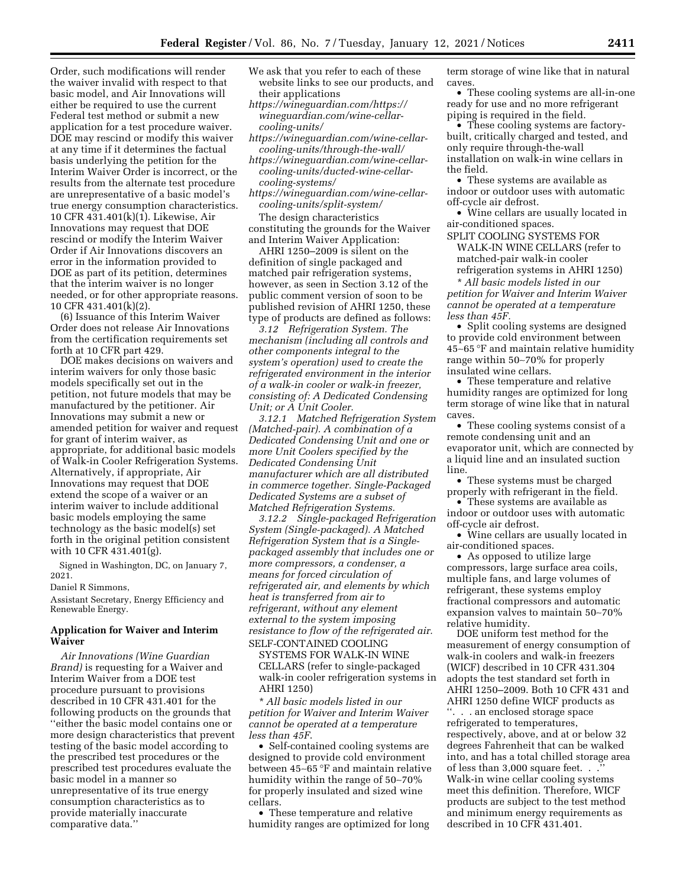Order, such modifications will render the waiver invalid with respect to that basic model, and Air Innovations will either be required to use the current Federal test method or submit a new application for a test procedure waiver. DOE may rescind or modify this waiver at any time if it determines the factual basis underlying the petition for the Interim Waiver Order is incorrect, or the results from the alternate test procedure are unrepresentative of a basic model's true energy consumption characteristics. 10 CFR 431.401(k)(1). Likewise, Air Innovations may request that DOE rescind or modify the Interim Waiver Order if Air Innovations discovers an error in the information provided to DOE as part of its petition, determines that the interim waiver is no longer needed, or for other appropriate reasons. 10 CFR 431.401(k)(2).

(6) Issuance of this Interim Waiver Order does not release Air Innovations from the certification requirements set forth at 10 CFR part 429.

DOE makes decisions on waivers and interim waivers for only those basic models specifically set out in the petition, not future models that may be manufactured by the petitioner. Air Innovations may submit a new or amended petition for waiver and request for grant of interim waiver, as appropriate, for additional basic models of Walk-in Cooler Refrigeration Systems. Alternatively, if appropriate, Air Innovations may request that DOE extend the scope of a waiver or an interim waiver to include additional basic models employing the same technology as the basic model(s) set forth in the original petition consistent with 10 CFR 431.401(g).

Signed in Washington, DC, on January 7, 2021.

Daniel R Simmons,

Assistant Secretary, Energy Efficiency and Renewable Energy.

## Application for Waiver and Interim Waiver

*Air Innovations (Wine Guardian Brand)* is requesting for a Waiver and Interim Waiver from a DOE test procedure pursuant to provisions described in 10 CFR 431.401 for the following products on the grounds that ''either the basic model contains one or more design characteristics that prevent testing of the basic model according to the prescribed test procedures or the prescribed test procedures evaluate the basic model in a manner so unrepresentative of its true energy consumption characteristics as to provide materially inaccurate comparative data.''

We ask that you refer to each of these website links to see our products, and their applications

*https://wineguardian.com/https://wineguardian.com/wine-cellar-cooling-units/*

*https://wineguardian.com/wine-cellar-cooling-units/through-the-wall/*

*https://wineguardian.com/wine-cellar-cooling-units/ducted-wine-cellar-cooling-systems/*

*https://wineguardian.com/wine-cellar-cooling-units/split-system/*

The design characteristics constituting the grounds for the Waiver and Interim Waiver Application:

AHRI 1250–2009 is silent on the definition of single packaged and matched pair refrigeration systems, however, as seen in Section 3.12 of the public comment version of soon to be published revision of AHRI 1250, these type of products are defined as follows:

*3.12 Refrigeration System. The mechanism (including all controls and other components integral to the system's operation) used to create the refrigerated environment in the interior of a walk-in cooler or walk-in freezer, consisting of: A Dedicated Condensing Unit; or A Unit Cooler.*

*3.12.1 Matched Refrigeration System (Matched-pair). A combination of a Dedicated Condensing Unit and one or more Unit Coolers specified by the Dedicated Condensing Unit manufacturer which are all distributed in commerce together. Single-Packaged Dedicated Systems are a subset of Matched Refrigeration Systems.*

*3.12.2 Single-packaged Refrigeration System (Single-packaged). A Matched Refrigeration System that is a Single-packaged assembly that includes one or more compressors, a condenser, a means for forced circulation of refrigerated air, and elements by which heat is transferred from air to refrigerant, without any element external to the system imposing resistance to flow of the refrigerated air.*

SELF-CONTAINED COOLING SYSTEMS FOR WALK-IN WINE CELLARS (refer to single-packaged walk-in cooler refrigeration systems in AHRI 1250)

* *All basic models listed in our petition for Waiver and Interim Waiver cannot be operated at a temperature less than 45F.*

- Self-contained cooling systems are designed to provide cold environment between 45~65 °F and maintain relative humidity within the range of 50~70% for properly insulated and sized wine cellars.
- These temperature and relative humidity ranges are optimized for long term storage of wine like that in natural caves.
- These cooling systems are all-in-one ready for use and no more refrigerant piping is required in the field.
- These cooling systems are factory-built, critically charged and tested, and only require through-the-wall installation on walk-in wine cellars in the field.
- These systems are available as indoor or outdoor uses with automatic off-cycle air defrost.
- Wine cellars are usually located in air-conditioned spaces.

SPLIT COOLING SYSTEMS FOR WALK-IN WINE CELLARS (refer to matched-pair walk-in cooler refrigeration systems in AHRI 1250)

* *All basic models listed in our petition for Waiver and Interim Waiver cannot be operated at a temperature less than 45F.*

- Split cooling systems are designed to provide cold environment between 45~65 °F and maintain relative humidity range within 50~70% for properly insulated wine cellars.
- These temperature and relative humidity ranges are optimized for long term storage of wine like that in natural caves.
- These cooling systems consist of a remote condensing unit and an evaporator unit, which are connected by a liquid line and an insulated suction line.
- These systems must be charged properly with refrigerant in the field.
- These systems are available as indoor or outdoor uses with automatic off-cycle air defrost.
- Wine cellars are usually located in air-conditioned spaces.
- As opposed to utilize large compressors, large surface area coils, multiple fans, and large volumes of refrigerant, these systems employ fractional compressors and automatic expansion valves to maintain 50~70% relative humidity.

DOE uniform test method for the measurement of energy consumption of walk-in coolers and walk-in freezers (WICF) described in 10 CFR 431.304 adopts the test standard set forth in AHRI 1250–2009. Both 10 CFR 431 and AHRI 1250 define WICF products as ''. . . an enclosed storage space refrigerated to temperatures, respectively, above, and at or below 32 degrees Fahrenheit that can be walked into, and has a total chilled storage area of less than 3,000 square feet. . .'' Walk-in wine cellar cooling systems meet this definition. Therefore, WICF products are subject to the test method and minimum energy requirements as described in 10 CFR 431.401.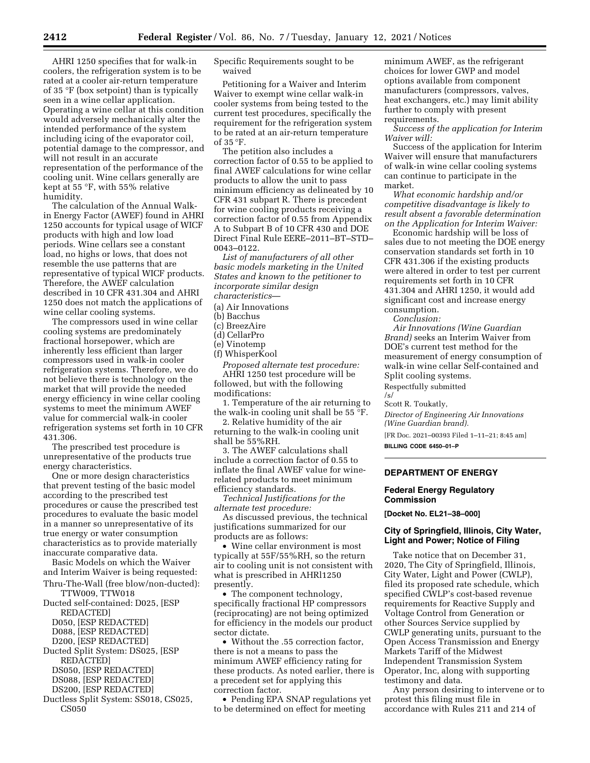AHRI 1250 specifies that for walk-in coolers, the refrigeration system is to be rated at a cooler air-return temperature of 35 °F (box setpoint) than is typically seen in a wine cellar application. Operating a wine cellar at this condition would adversely mechanically alter the intended performance of the system including icing of the evaporator coil, potential damage to the compressor, and will not result in an accurate representation of the performance of the cooling unit. Wine cellars generally are kept at 55 °F, with 55% relative humidity.

The calculation of the Annual Walk-in Energy Factor (AWEF) found in AHRI 1250 accounts for typical usage of WICF products with high and low load periods. Wine cellars see a constant load, no highs or lows, that does not resemble the use patterns that are representative of typical WICF products. Therefore, the AWEF calculation described in 10 CFR 431.304 and AHRI 1250 does not match the applications of wine cellar cooling systems.

The compressors used in wine cellar cooling systems are predominately fractional horsepower, which are inherently less efficient than larger compressors used in walk-in cooler refrigeration systems. Therefore, we do not believe there is technology on the market that will provide the needed energy efficiency in wine cellar cooling systems to meet the minimum AWEF value for commercial walk-in cooler refrigeration systems set forth in 10 CFR 431.306.

The prescribed test procedure is unrepresentative of the products true energy characteristics.

One or more design characteristics that prevent testing of the basic model according to the prescribed test procedures or cause the prescribed test procedures to evaluate the basic model in a manner so unrepresentative of its true energy or water consumption characteristics as to provide materially inaccurate comparative data.

Basic Models on which the Waiver and Interim Waiver is being requested:

Thru-The-Wall (free blow/non-ducted): TTW009, TTW018

Ducted self-contained: D025, [ESP REDACTED]
D050, [ESP REDACTED]
D088, [ESP REDACTED]
D200, [ESP REDACTED]

Ducted Split System: DS025, [ESP REDACTED]
DS050, [ESP REDACTED]
DS088, [ESP REDACTED]
DS200, [ESP REDACTED]

Ductless Split System: SS018, CS025, CS050

Specific Requirements sought to be waived

Petitioning for a Waiver and Interim Waiver to exempt wine cellar walk-in cooler systems from being tested to the current test procedures, specifically the requirement for the refrigeration system to be rated at an air-return temperature of 35 °F.

The petition also includes a correction factor of 0.55 to be applied to final AWEF calculations for wine cellar products to allow the unit to pass minimum efficiency as delineated by 10 CFR 431 subpart R. There is precedent for wine cooling products receiving a correction factor of 0.55 from Appendix A to Subpart B of 10 CFR 430 and DOE Direct Final Rule EERE–2011–BT–STD–0043–0122.

*List of manufacturers of all other basic models marketing in the United States and known to the petitioner to incorporate similar design characteristics—*

(a) Air Innovations
(b) Bacchus
(c) BreezAire
(d) CellarPro
(e) Vinotemp
(f) WhisperKool

*Proposed alternate test procedure:* AHRI 1250 test procedure will be followed, but with the following modifications:

1. Temperature of the air returning to the walk-in cooling unit shall be 55 °F.
2. Relative humidity of the air returning to the walk-in cooling unit shall be 55%RH.
3. The AWEF calculations shall include a correction factor of 0.55 to inflate the final AWEF value for wine-related products to meet minimum efficiency standards.

*Technical Justifications for the alternate test procedure:*

As discussed previous, the technical justifications summarized for our products are as follows:

- Wine cellar environment is most typically at 55F/55%RH, so the return air to cooling unit is not consistent with what is prescribed in AHRl1250 presently.
- The component technology, specifically fractional HP compressors (reciprocating) are not being optimized for efficiency in the models our product sector dictate.
- Without the .55 correction factor, there is not a means to pass the minimum AWEF efficiency rating for these products. As noted earlier, there is a precedent set for applying this correction factor.
- Pending EPA SNAP regulations yet to be determined on effect for meeting minimum AWEF, as the refrigerant choices for lower GWP and model options available from component manufacturers (compressors, valves, heat exchangers, etc.) may limit ability further to comply with present requirements.

*Success of the application for Interim Waiver will:*

Success of the application for Interim Waiver will ensure that manufacturers of walk-in wine cellar cooling systems can continue to participate in the market.

*What economic hardship and/or competitive disadvantage is likely to result absent a favorable determination on the Application for Interim Waiver:*

Economic hardship will be loss of sales due to not meeting the DOE energy conservation standards set forth in 10 CFR 431.306 if the existing products were altered in order to test per current requirements set forth in 10 CFR 431.304 and AHRI 1250, it would add significant cost and increase energy consumption.

*Conclusion:*

*Air Innovations (Wine Guardian Brand)* seeks an Interim Waiver from DOE's current test method for the measurement of energy consumption of walk-in wine cellar Self-contained and Split cooling systems.

Respectfully submitted

/s/

Scott R. Toukatly,

*Director of Engineering Air Innovations (Wine Guardian brand).*

[FR Doc. 2021–00393 Filed 1–11–21; 8:45 am]

**BILLING CODE 6450–01–P**

---

## DEPARTMENT OF ENERGY

### Federal Energy Regulatory Commission

**[Docket No. EL21–38–000]**

### City of Springfield, Illinois, City Water, Light and Power; Notice of Filing

Take notice that on December 31, 2020, The City of Springfield, Illinois, City Water, Light and Power (CWLP), filed its proposed rate schedule, which specified CWLP's cost-based revenue requirements for Reactive Supply and Voltage Control from Generation or other Sources Service supplied by CWLP generating units, pursuant to the Open Access Transmission and Energy Markets Tariff of the Midwest Independent Transmission System Operator, Inc, along with supporting testimony and data.

Any person desiring to intervene or to protest this filing must file in accordance with Rules 211 and 214 of